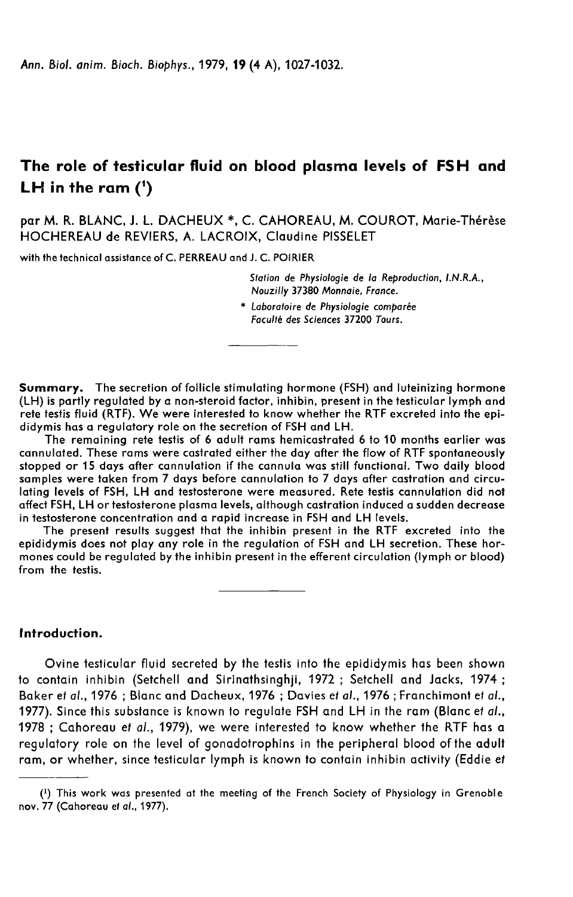Ann. Biol. anim. Bioch. Biophys., 1979, 19 (4 A), 1027-1032.

# The role of testicular fluid on blood plasma levels of FSH and LH in the ram [1]

par M. R. BLANC, J. L. DACHEUX *, C. CAHOREAU, M. COUROT, Marie-Thérèse HOCHEREAU de REVIERS, A. LACROIX, Claudine PISSELET

with the technical assistance of C. PERREAU and J. C. POIRIER

*Station de Physiologie de la Reproduction, I.N.R.A., Nouzilly 37380 Monnaie, France.*

\* *Laboratoire de Physiologie comparée Faculté des Sciences 37200 Tours.*

---

**Summary.** The secretion of follicle stimulating hormone (FSH) and luteinizing hormone (LH) is partly regulated by a non-steroid factor, inhibin, present in the testicular lymph and rete testis fluid (RTF). We were interested to know whether the RTF excreted into the epididymis has a regulatory role on the secretion of FSH and LH.

The remaining rete testis of 6 adult rams hemicastrated 6 to 10 months earlier was cannulated. These rams were castrated either the day after the flow of RTF spontaneously stopped or 15 days after cannulation if the cannula was still functional. Two daily blood samples were taken from 7 days before cannulation to 7 days after castration and circulating levels of FSH, LH and testosterone were measured. Rete testis cannulation did not affect FSH, LH or testosterone plasma levels, although castration induced a sudden decrease in testosterone concentration and a rapid increase in FSH and LH levels.

The present results suggest that the inhibin present in the RTF excreted into the epididymis does not play any role in the regulation of FSH and LH secretion. These hormones could be regulated by the inhibin present in the efferent circulation (lymph or blood) from the testis.

---

## Introduction.

Ovine testicular fluid secreted by the testis into the epididymis has been shown to contain inhibin (Setchell and Sirinathsinghji, 1972 ; Setchell and Jacks, 1974 ; Baker *et al.*, 1976 ; Blanc and Dacheux, 1976 ; Davies *et al.*, 1976 ; Franchimont *et al.*, 1977). Since this substance is known to regulate FSH and LH in the ram (Blanc *et al.*, 1978 ; Cahoreau *et al.*, 1979), we were interested to know whether the RTF has a regulatory role on the level of gonadotrophins in the peripheral blood of the adult ram, or whether, since testicular lymph is known to contain inhibin activity (Eddie *et*

---

[1] This work was presented at the meeting of the French Society of Physiology in Grenoble nov. 77 (Cahoreau *et al.*, 1977).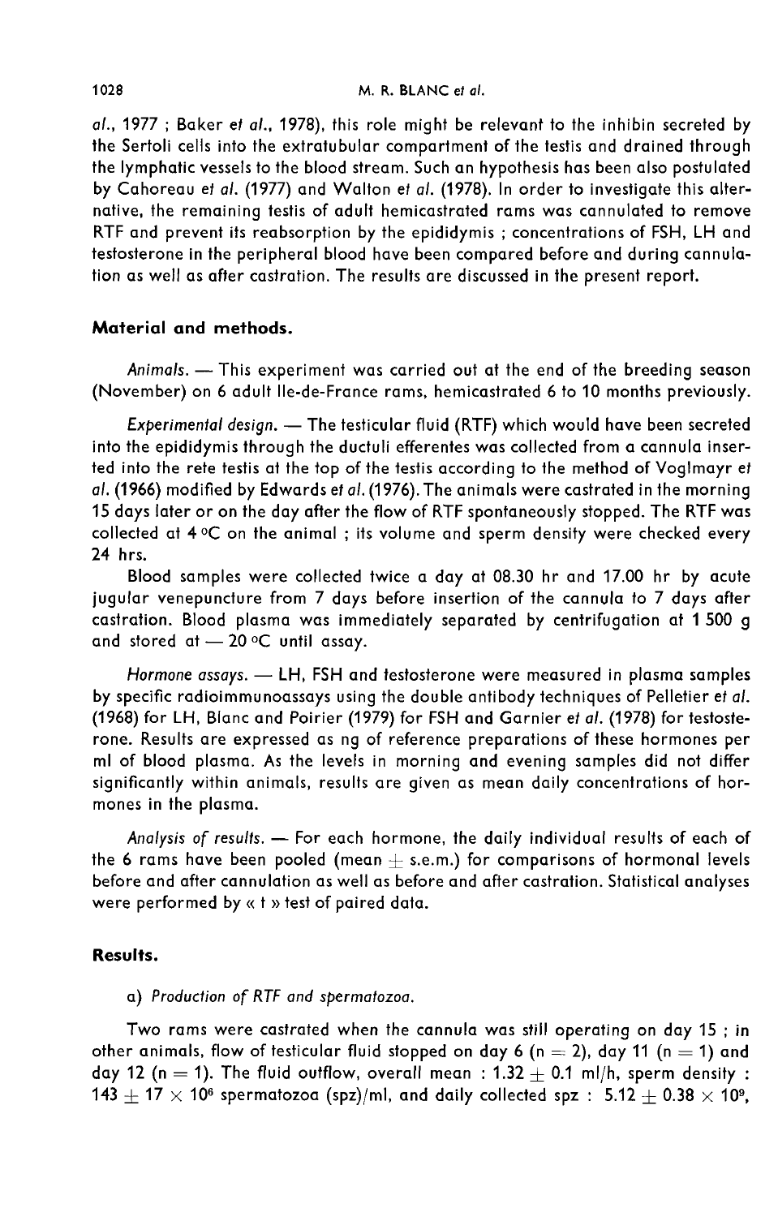al., 1977 ; Baker et al., 1978), this role might be relevant to the inhibin secreted by the Sertoli cells into the extratubular compartment of the testis and drained through the lymphatic vessels to the blood stream. Such an hypothesis has been also postulated by Cahoreau et al. (1977) and Walton et al. (1978). In order to investigate this alternative, the remaining testis of adult hemicastrated rams was cannulated to remove RTF and prevent its reabsorption by the epididymis ; concentrations of FSH, LH and testosterone in the peripheral blood have been compared before and during cannulation as well as after castration. The results are discussed in the present report.

## Material and methods.

*Animals.* — This experiment was carried out at the end of the breeding season (November) on 6 adult Ile-de-France rams, hemicastrated 6 to 10 months previously.

*Experimental design.* — The testicular fluid (RTF) which would have been secreted into the epididymis through the ductuli efferentes was collected from a cannula inserted into the rete testis at the top of the testis according to the method of Voglmayr et al. (1966) modified by Edwards et al. (1976). The animals were castrated in the morning 15 days later or on the day after the flow of RTF spontaneously stopped. The RTF was collected at 4 °C on the animal ; its volume and sperm density were checked every 24 hrs.

Blood samples were collected twice a day at 08.30 hr and 17.00 hr by acute jugular venepuncture from 7 days before insertion of the cannula to 7 days after castration. Blood plasma was immediately separated by centrifugation at 1 500 g and stored at — 20 °C until assay.

*Hormone assays.* — LH, FSH and testosterone were measured in plasma samples by specific radioimmunoassays using the double antibody techniques of Pelletier et al. (1968) for LH, Blanc and Poirier (1979) for FSH and Garnier et al. (1978) for testosterone. Results are expressed as ng of reference preparations of these hormones per ml of blood plasma. As the levels in morning and evening samples did not differ significantly within animals, results are given as mean daily concentrations of hormones in the plasma.

*Analysis of results.* — For each hormone, the daily individual results of each of the 6 rams have been pooled (mean $\pm$ s.e.m.) for comparisons of hormonal levels before and after cannulation as well as before and after castration. Statistical analyses were performed by « t » test of paired data.

## Results.

*a) Production of RTF and spermatozoa.*

Two rams were castrated when the cannula was still operating on day 15 ; in other animals, flow of testicular fluid stopped on day 6 ($n = 2$), day 11 ($n = 1$) and day 12 ($n = 1$). The fluid outflow, overall mean : $1.32 \pm 0.1$ ml/h, sperm density : $143 \pm 17 \times 10^6$ spermatozoa (spz)/ml, and daily collected spz : $5.12 \pm 0.38 \times 10^9$,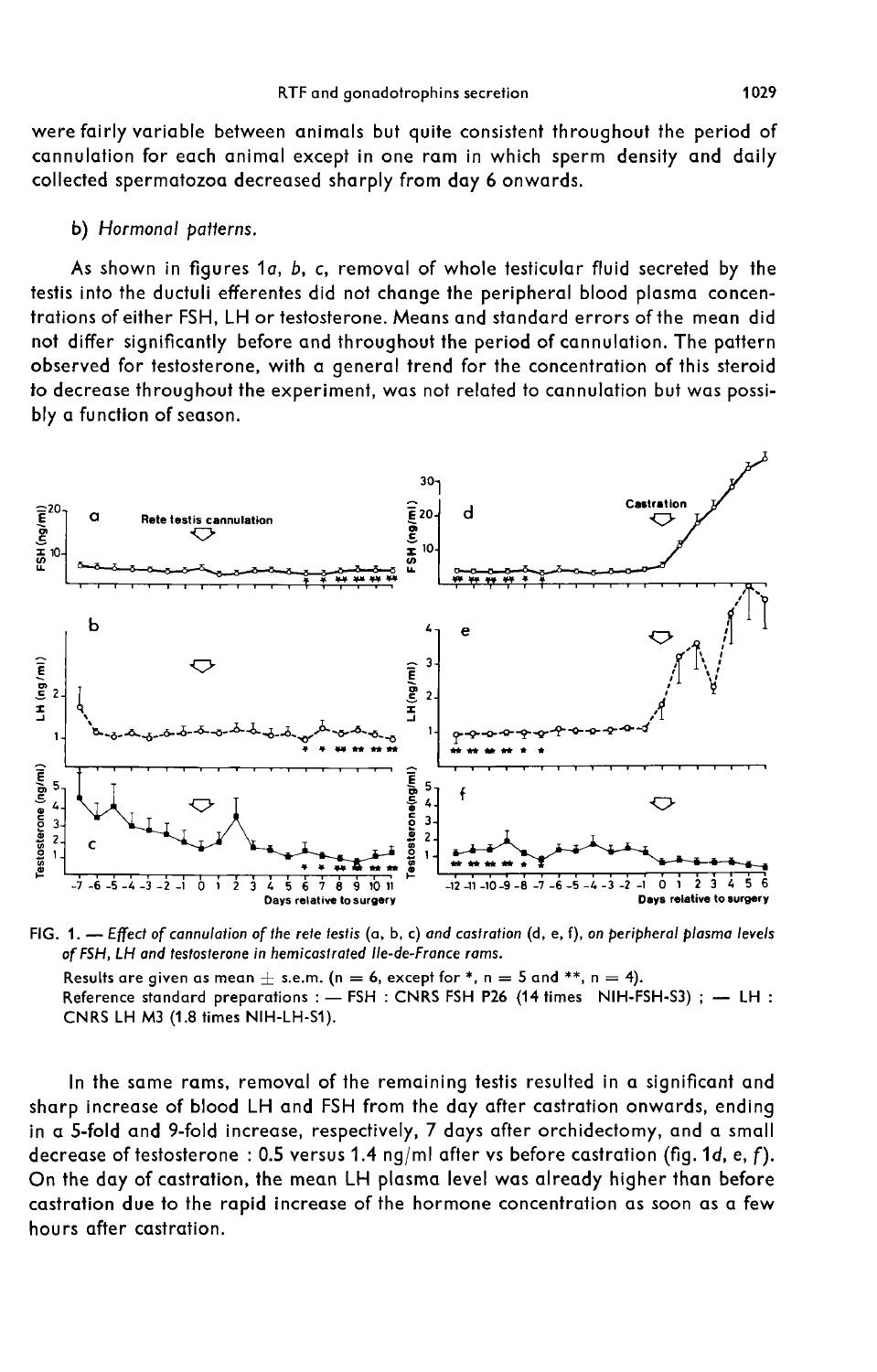were fairly variable between animals but quite consistent throughout the period of cannulation for each animal except in one ram in which sperm density and daily collected spermatozoa decreased sharply from day 6 onwards.

b) *Hormonal patterns.*

As shown in figures 1*a*, *b*, *c*, removal of whole testicular fluid secreted by the testis into the ductuli efferentes did not change the peripheral blood plasma concentrations of either FSH, LH or testosterone. Means and standard errors of the mean did not differ significantly before and throughout the period of cannulation. The pattern observed for testosterone, with a general trend for the concentration of this steroid to decrease throughout the experiment, was not related to cannulation but was possibly a function of season.

FIG. 1. — *Effect of cannulation of the rete testis* (a, b, c) *and castration* (d, e, f), *on peripheral plasma levels of FSH, LH and testosterone in hemicastrated Ile-de-France rams.*

Results are given as mean ± s.e.m. (n = 6, except for *, n = 5 and **, n = 4).

Reference standard preparations : — FSH : CNRS FSH P26 (14 times NIH-FSH-S3) ; — LH : CNRS LH M3 (1.8 times NIH-LH-S1).

In the same rams, removal of the remaining testis resulted in a significant and sharp increase of blood LH and FSH from the day after castration onwards, ending in a 5-fold and 9-fold increase, respectively, 7 days after orchidectomy, and a small decrease of testosterone : 0.5 versus 1.4 ng/ml after vs before castration (fig. 1*d*, *e*, *f*). On the day of castration, the mean LH plasma level was already higher than before castration due to the rapid increase of the hormone concentration as soon as a few hours after castration.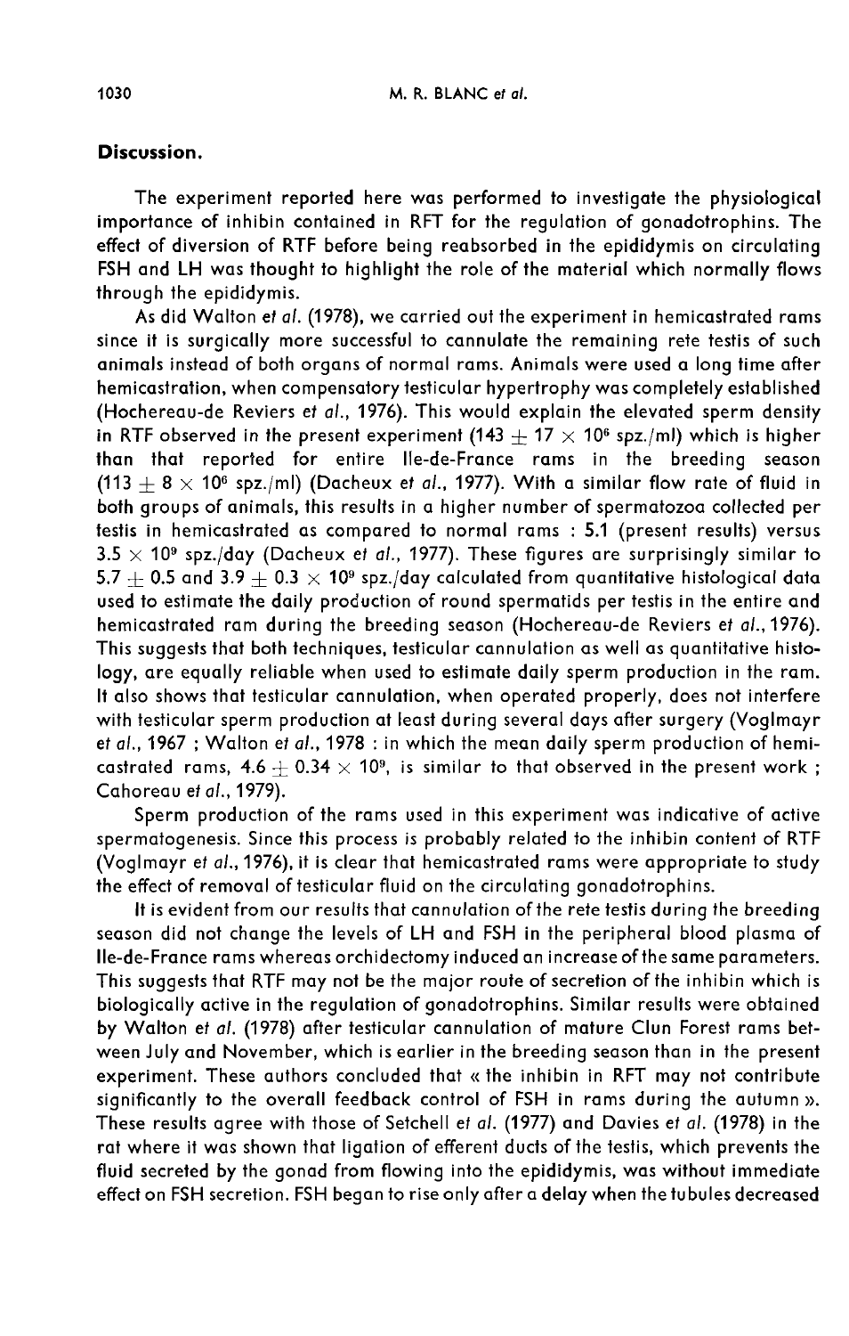## Discussion.

The experiment reported here was performed to investigate the physiological importance of inhibin contained in RFT for the regulation of gonadotrophins. The effect of diversion of RTF before being reabsorbed in the epididymis on circulating FSH and LH was thought to highlight the role of the material which normally flows through the epididymis.

As did Walton *et al.* (1978), we carried out the experiment in hemicastrated rams since it is surgically more successful to cannulate the remaining rete testis of such animals instead of both organs of normal rams. Animals were used a long time after hemicastration, when compensatory testicular hypertrophy was completely established (Hochereau-de Reviers *et al.*, 1976). This would explain the elevated sperm density in RTF observed in the present experiment ($143 \pm 17 \times 10^6$ spz./ml) which is higher than that reported for entire Ile-de-France rams in the breeding season ($113 \pm 8 \times 10^6$ spz./ml) (Dacheux *et al.*, 1977). With a similar flow rate of fluid in both groups of animals, this results in a higher number of spermatozoa collected per testis in hemicastrated as compared to normal rams : 5.1 (present results) versus $3.5 \times 10^9$ spz./day (Dacheux *et al.*, 1977). These figures are surprisingly similar to $5.7 \pm 0.5$ and $3.9 \pm 0.3 \times 10^9$ spz./day calculated from quantitative histological data used to estimate the daily production of round spermatids per testis in the entire and hemicastrated ram during the breeding season (Hochereau-de Reviers *et al.*, 1976). This suggests that both techniques, testicular cannulation as well as quantitative histology, are equally reliable when used to estimate daily sperm production in the ram. It also shows that testicular cannulation, when operated properly, does not interfere with testicular sperm production at least during several days after surgery (Voglmayr *et al.*, 1967 ; Walton *et al.*, 1978 : in which the mean daily sperm production of hemicastrated rams, $4.6 \pm 0.34 \times 10^9$, is similar to that observed in the present work ; Cahoreau *et al.*, 1979).

Sperm production of the rams used in this experiment was indicative of active spermatogenesis. Since this process is probably related to the inhibin content of RTF (Voglmayr *et al.*, 1976), it is clear that hemicastrated rams were appropriate to study the effect of removal of testicular fluid on the circulating gonadotrophins.

It is evident from our results that cannulation of the rete testis during the breeding season did not change the levels of LH and FSH in the peripheral blood plasma of Ile-de-France rams whereas orchidectomy induced an increase of the same parameters. This suggests that RTF may not be the major route of secretion of the inhibin which is biologically active in the regulation of gonadotrophins. Similar results were obtained by Walton *et al.* (1978) after testicular cannulation of mature Clun Forest rams between July and November, which is earlier in the breeding season than in the present experiment. These authors concluded that « the inhibin in RFT may not contribute significantly to the overall feedback control of FSH in rams during the autumn ». These results agree with those of Setchell *et al.* (1977) and Davies *et al.* (1978) in the rat where it was shown that ligation of efferent ducts of the testis, which prevents the fluid secreted by the gonad from flowing into the epididymis, was without immediate effect on FSH secretion. FSH began to rise only after a delay when the tubules decreased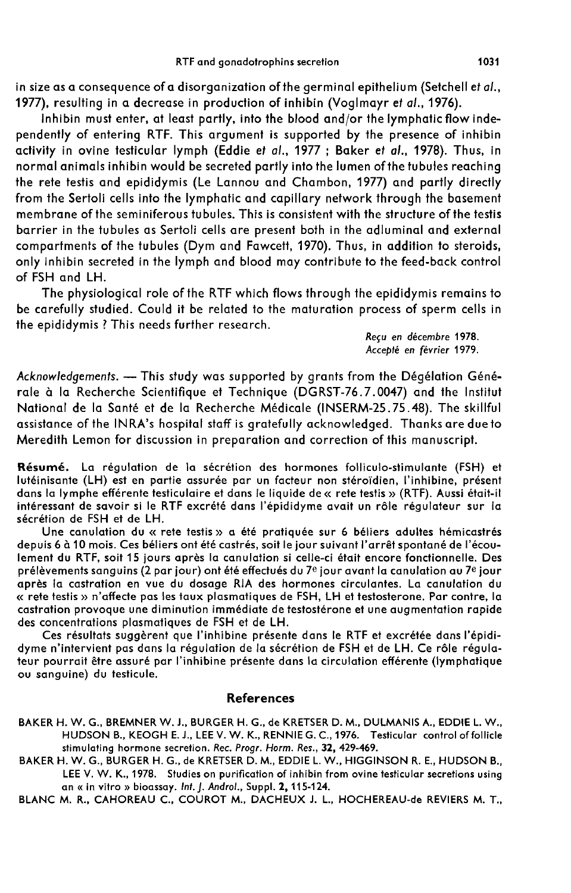in size as a consequence of a disorganization of the germinal epithelium (Setchell *et al.*, 1977), resulting in a decrease in production of inhibin (Voglmayr *et al.*, 1976).

Inhibin must enter, at least partly, into the blood and/or the lymphatic flow independently of entering RTF. This argument is supported by the presence of inhibin activity in ovine testicular lymph (Eddie *et al.*, 1977 ; Baker *et al.*, 1978). Thus, in normal animals inhibin would be secreted partly into the lumen of the tubules reaching the rete testis and epididymis (Le Lannou and Chambon, 1977) and partly directly from the Sertoli cells into the lymphatic and capillary network through the basement membrane of the seminiferous tubules. This is consistent with the structure of the testis barrier in the tubules as Sertoli cells are present both in the adluminal and external compartments of the tubules (Dym and Fawcett, 1970). Thus, in addition to steroids, only inhibin secreted in the lymph and blood may contribute to the feed-back control of FSH and LH.

The physiological role of the RTF which flows through the epididymis remains to be carefully studied. Could it be related to the maturation process of sperm cells in the epididymis ? This needs further research.

*Reçu en décembre 1978.*
*Accepté en février 1979.*

*Acknowledgements.* — This study was supported by grants from the Dégélation Générale à la Recherche Scientifique et Technique (DGRST-76.7.0047) and the Institut National de la Santé et de la Recherche Médicale (INSERM-25.75.48). The skillful assistance of the INRA's hospital staff is gratefully acknowledged. Thanks are due to Meredith Lemon for discussion in preparation and correction of this manuscript.

**Résumé.** La régulation de la sécrétion des hormones folliculo-stimulante (FSH) et lutéinisante (LH) est en partie assurée par un facteur non stéroïdien, l'inhibine, présent dans la lymphe efférente testiculaire et dans le liquide de « rete testis » (RTF). Aussi était-il intéressant de savoir si le RTF excrété dans l'épididyme avait un rôle régulateur sur la sécrétion de FSH et de LH.

Une canulation du « rete testis » a été pratiquée sur 6 béliers adultes hémicastrés depuis 6 à 10 mois. Ces béliers ont été castrés, soit le jour suivant l'arrêt spontané de l'écoulement du RTF, soit 15 jours après la canulation si celle-ci était encore fonctionnelle. Des prélèvements sanguins (2 par jour) ont été effectués du 7[e] jour avant la canulation au 7[e] jour après la castration en vue du dosage RIA des hormones circulantes. La canulation du « rete testis » n'affecte pas les taux plasmatiques de FSH, LH et testosterone. Par contre, la castration provoque une diminution immédiate de testostérone et une augmentation rapide des concentrations plasmatiques de FSH et de LH.

Ces résultats suggèrent que l'inhibine présente dans le RTF et excrétée dans l'épididyme n'intervient pas dans la régulation de la sécrétion de FSH et de LH. Ce rôle régulateur pourrait être assuré par l'inhibine présente dans la circulation efférente (lymphatique ou sanguine) du testicule.

## References

BAKER H. W. G., BREMNER W. J., BURGER H. G., de KRETSER D. M., DULMANIS A., EDDIE L. W., HUDSON B., KEOGH E. J., LEE V. W. K., RENNIE G. C., 1976. Testicular control of follicle stimulating hormone secretion. *Rec. Progr. Horm. Res.*, **32**, 429-469.

BAKER H. W. G., BURGER H. G., de KRETSER D. M., EDDIE L. W., HIGGINSON R. E., HUDSON B., LEE V. W. K., 1978. Studies on purification of inhibin from ovine testicular secretions using an « in vitro » bioassay. *Int. J. Androl.*, Suppl. **2**, 115-124.

BLANC M. R., CAHOREAU C., COUROT M., DACHEUX J. L., HOCHEREAU-de REVIERS M. T.,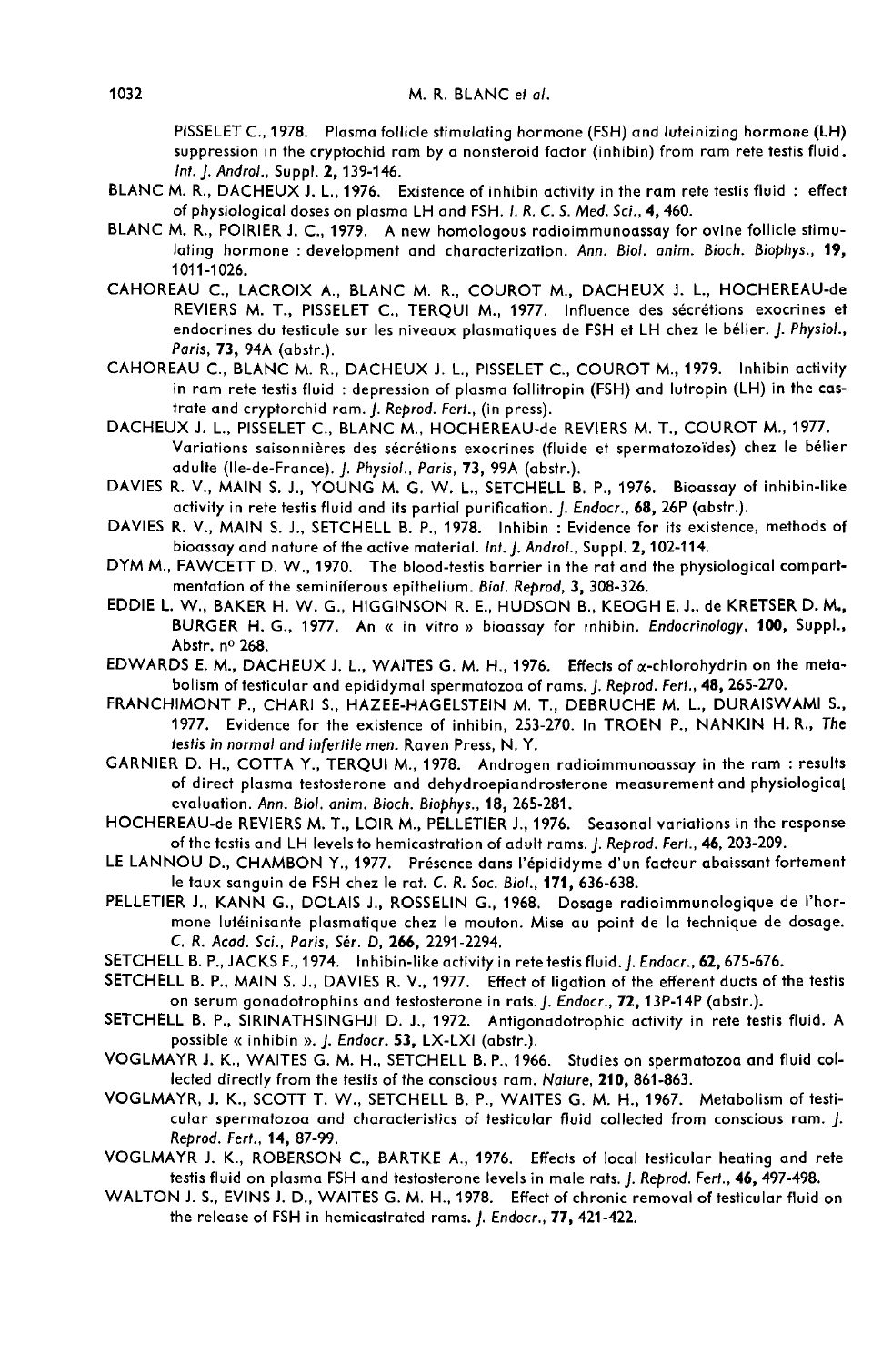PISSELET C., 1978. Plasma follicle stimulating hormone (FSH) and luteinizing hormone (LH) suppression in the cryptochid ram by a nonsteroid factor (inhibin) from ram rete testis fluid. *Int. J. Androl.*, Suppl. **2**, 139-146.

BLANC M. R., DACHEUX J. L., 1976. Existence of inhibin activity in the ram rete testis fluid : effect of physiological doses on plasma LH and FSH. *I. R. C. S. Med. Sci.*, **4**, 460.

BLANC M. R., POIRIER J. C., 1979. A new homologous radioimmunoassay for ovine follicle stimulating hormone : development and characterization. *Ann. Biol. anim. Bioch. Biophys.*, **19**, 1011-1026.

CAHOREAU C., LACROIX A., BLANC M. R., COUROT M., DACHEUX J. L., HOCHEREAU-de REVIERS M. T., PISSELET C., TERQUI M., 1977. Influence des sécrétions exocrines et endocrines du testicule sur les niveaux plasmatiques de FSH et LH chez le bélier. *J. Physiol., Paris*, **73**, 94A (abstr.).

CAHOREAU C., BLANC M. R., DACHEUX J. L., PISSELET C., COUROT M., 1979. Inhibin activity in ram rete testis fluid : depression of plasma follitropin (FSH) and lutropin (LH) in the castrate and cryptorchid ram. *J. Reprod. Fert.*, (in press).

DACHEUX J. L., PISSELET C., BLANC M., HOCHEREAU-de REVIERS M. T., COUROT M., 1977. Variations saisonnières des sécrétions exocrines (fluide et spermatozoïdes) chez le bélier adulte (Ile-de-France). *J. Physiol., Paris*, **73**, 99A (abstr.).

DAVIES R. V., MAIN S. J., YOUNG M. G. W. L., SETCHELL B. P., 1976. Bioassay of inhibin-like activity in rete testis fluid and its partial purification. *J. Endocr.*, **68**, 26P (abstr.).

DAVIES R. V., MAIN S. J., SETCHELL B. P., 1978. Inhibin : Evidence for its existence, methods of bioassay and nature of the active material. *Int. J. Androl.*, Suppl. **2**, 102-114.

DYM M., FAWCETT D. W., 1970. The blood-testis barrier in the rat and the physiological compartmentation of the seminiferous epithelium. *Biol. Reprod*, **3**, 308-326.

EDDIE L. W., BAKER H. W. G., HIGGINSON R. E., HUDSON B., KEOGH E. J., de KRETSER D. M., BURGER H. G., 1977. An « in vitro » bioassay for inhibin. *Endocrinology*, **100**, Suppl., Abstr. n° 268.

EDWARDS E. M., DACHEUX J. L., WAITES G. M. H., 1976. Effects of α-chlorohydrin on the metabolism of testicular and epididymal spermatozoa of rams. *J. Reprod. Fert.*, **48**, 265-270.

FRANCHIMONT P., CHARI S., HAZEE-HAGELSTEIN M. T., DEBRUCHE M. L., DURAISWAMI S., 1977. Evidence for the existence of inhibin, 253-270. In TROEN P., NANKIN H. R., *The testis in normal and infertile men.* Raven Press, N. Y.

GARNIER D. H., COTTA Y., TERQUI M., 1978. Androgen radioimmunoassay in the ram : results of direct plasma testosterone and dehydroepiandrosterone measurement and physiological evaluation. *Ann. Biol. anim. Bioch. Biophys.*, **18**, 265-281.

HOCHEREAU-de REVIERS M. T., LOIR M., PELLETIER J., 1976. Seasonal variations in the response of the testis and LH levels to hemicastration of adult rams. *J. Reprod. Fert.*, **46**, 203-209.

LE LANNOU D., CHAMBON Y., 1977. Présence dans l'épididyme d'un facteur abaissant fortement le taux sanguin de FSH chez le rat. *C. R. Soc. Biol.*, **171**, 636-638.

PELLETIER J., KANN G., DOLAIS J., ROSSELIN G., 1968. Dosage radioimmunologique de l'hormone lutéinisante plasmatique chez le mouton. Mise au point de la technique de dosage. *C. R. Acad. Sci., Paris, Sér. D*, **266**, 2291-2294.

SETCHELL B. P., JACKS F., 1974. Inhibin-like activity in rete testis fluid. *J. Endocr.*, **62**, 675-676.

SETCHELL B. P., MAIN S. J., DAVIES R. V., 1977. Effect of ligation of the efferent ducts of the testis on serum gonadotrophins and testosterone in rats. *J. Endocr.*, **72**, 13P-14P (abstr.).

SETCHELL B. P., SIRINATHSINGHJI D. J., 1972. Antigonadotrophic activity in rete testis fluid. A possible « inhibin ». *J. Endocr.* **53**, LX-LXI (abstr.).

VOGLMAYR J. K., WAITES G. M. H., SETCHELL B. P., 1966. Studies on spermatozoa and fluid collected directly from the testis of the conscious ram. *Nature*, **210**, 861-863.

VOGLMAYR, J. K., SCOTT T. W., SETCHELL B. P., WAITES G. M. H., 1967. Metabolism of testicular spermatozoa and characteristics of testicular fluid collected from conscious ram. *J. Reprod. Fert.*, **14**, 87-99.

VOGLMAYR J. K., ROBERSON C., BARTKE A., 1976. Effects of local testicular heating and rete testis fluid on plasma FSH and testosterone levels in male rats. *J. Reprod. Fert.*, **46**, 497-498.

WALTON J. S., EVINS J. D., WAITES G. M. H., 1978. Effect of chronic removal of testicular fluid on the release of FSH in hemicastrated rams. *J. Endocr.*, **77**, 421-422.